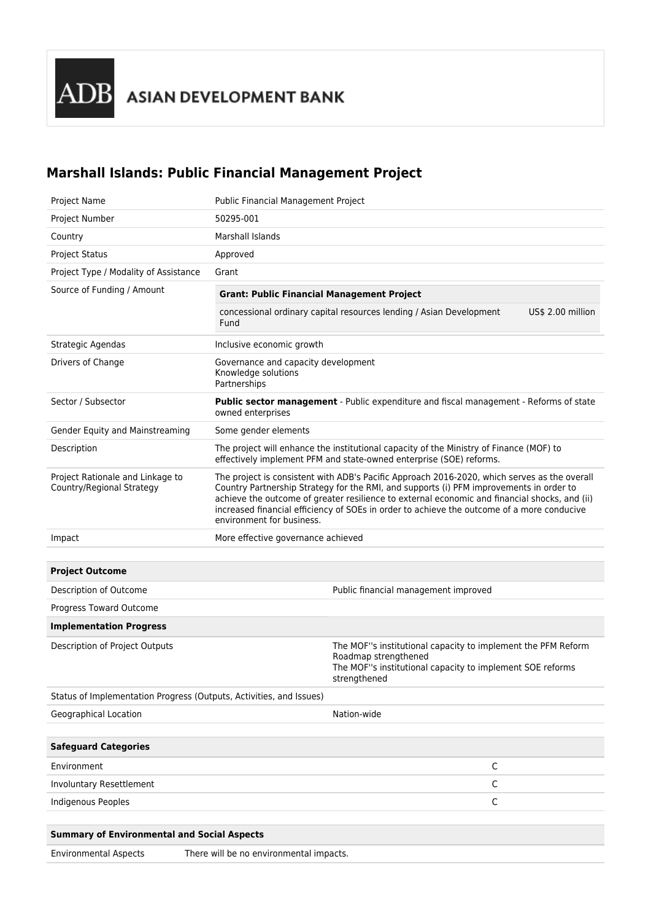ADB ASIAN DEVELOPMENT BANK

# Marshall Islands: Public Financial Management Project

| | |
|---|---|
| Project Name | Public Financial Management Project |
| Project Number | 50295-001 |
| Country | Marshall Islands |
| Project Status | Approved |
| Project Type / Modality of Assistance | Grant |
| Source of Funding / Amount | **Grant: Public Financial Management Project**<br>concessional ordinary capital resources lending / Asian Development Fund — US$ 2.00 million |
| Strategic Agendas | Inclusive economic growth |
| Drivers of Change | Governance and capacity development<br>Knowledge solutions<br>Partnerships |
| Sector / Subsector | **Public sector management** - Public expenditure and fiscal management - Reforms of state owned enterprises |
| Gender Equity and Mainstreaming | Some gender elements |
| Description | The project will enhance the institutional capacity of the Ministry of Finance (MOF) to effectively implement PFM and state-owned enterprise (SOE) reforms. |
| Project Rationale and Linkage to Country/Regional Strategy | The project is consistent with ADB's Pacific Approach 2016-2020, which serves as the overall Country Partnership Strategy for the RMI, and supports (i) PFM improvements in order to achieve the outcome of greater resilience to external economic and financial shocks, and (ii) increased financial efficiency of SOEs in order to achieve the outcome of a more conducive environment for business. |
| Impact | More effective governance achieved |

| **Project Outcome** | |
|---|---|
| Description of Outcome | Public financial management improved |
| Progress Toward Outcome | |
| **Implementation Progress** | |
| Description of Project Outputs | The MOF''s institutional capacity to implement the PFM Reform Roadmap strengthened<br>The MOF''s institutional capacity to implement SOE reforms strengthened |
| Status of Implementation Progress (Outputs, Activities, and Issues) | |
| Geographical Location | Nation-wide |

| **Safeguard Categories** | |
|---|---|
| Environment | C |
| Involuntary Resettlement | C |
| Indigenous Peoples | C |

| **Summary of Environmental and Social Aspects** | |
|---|---|
| Environmental Aspects | There will be no environmental impacts. |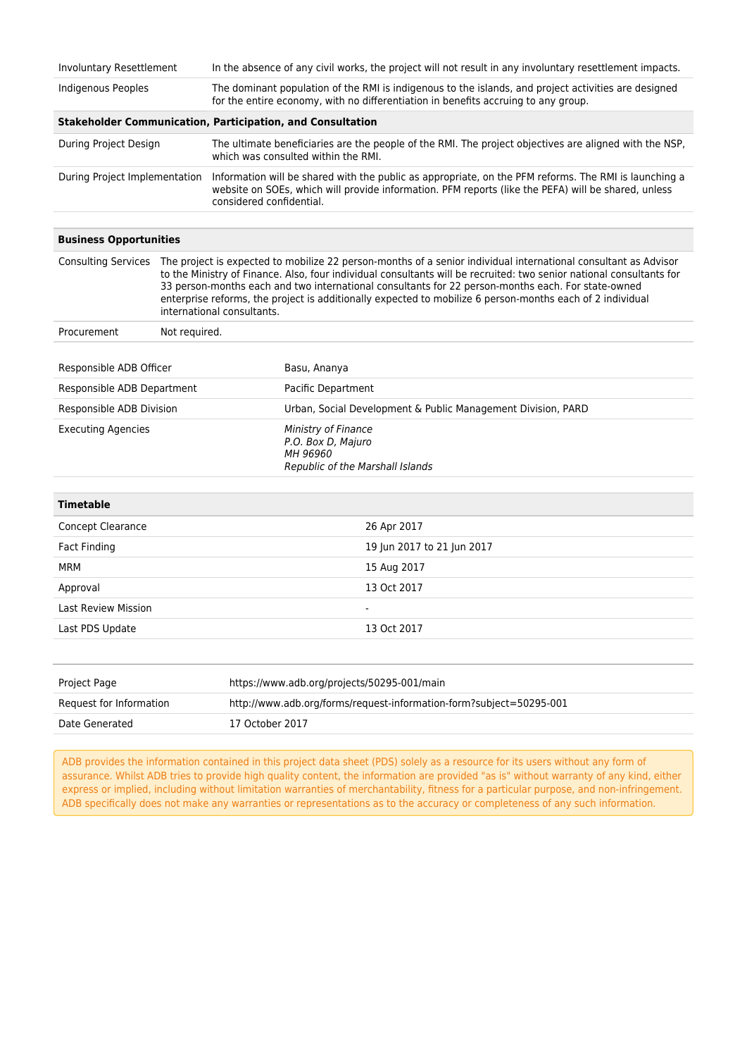| | |
|---|---|
| Involuntary Resettlement | In the absence of any civil works, the project will not result in any involuntary resettlement impacts. |
| Indigenous Peoples | The dominant population of the RMI is indigenous to the islands, and project activities are designed for the entire economy, with no differentiation in benefits accruing to any group. |
| **Stakeholder Communication, Participation, and Consultation** | |
| During Project Design | The ultimate beneficiaries are the people of the RMI. The project objectives are aligned with the NSP, which was consulted within the RMI. |
| During Project Implementation | Information will be shared with the public as appropriate, on the PFM reforms. The RMI is launching a website on SOEs, which will provide information. PFM reports (like the PEFA) will be shared, unless considered confidential. |

| **Business Opportunities** | |
|---|---|
| Consulting Services | The project is expected to mobilize 22 person-months of a senior individual international consultant as Advisor to the Ministry of Finance. Also, four individual consultants will be recruited: two senior national consultants for 33 person-months each and two international consultants for 22 person-months each. For state-owned enterprise reforms, the project is additionally expected to mobilize 6 person-months each of 2 individual international consultants. |
| Procurement | Not required. |

| | |
|---|---|
| Responsible ADB Officer | Basu, Ananya |
| Responsible ADB Department | Pacific Department |
| Responsible ADB Division | Urban, Social Development & Public Management Division, PARD |
| Executing Agencies | *Ministry of Finance*<br>*P.O. Box D, Majuro*<br>*MH 96960*<br>*Republic of the Marshall Islands* |

| **Timetable** | |
|---|---|
| Concept Clearance | 26 Apr 2017 |
| Fact Finding | 19 Jun 2017 to 21 Jun 2017 |
| MRM | 15 Aug 2017 |
| Approval | 13 Oct 2017 |
| Last Review Mission | - |
| Last PDS Update | 13 Oct 2017 |

| | |
|---|---|
| Project Page | https://www.adb.org/projects/50295-001/main |
| Request for Information | http://www.adb.org/forms/request-information-form?subject=50295-001 |
| Date Generated | 17 October 2017 |

ADB provides the information contained in this project data sheet (PDS) solely as a resource for its users without any form of assurance. Whilst ADB tries to provide high quality content, the information are provided "as is" without warranty of any kind, either express or implied, including without limitation warranties of merchantability, fitness for a particular purpose, and non-infringement. ADB specifically does not make any warranties or representations as to the accuracy or completeness of any such information.